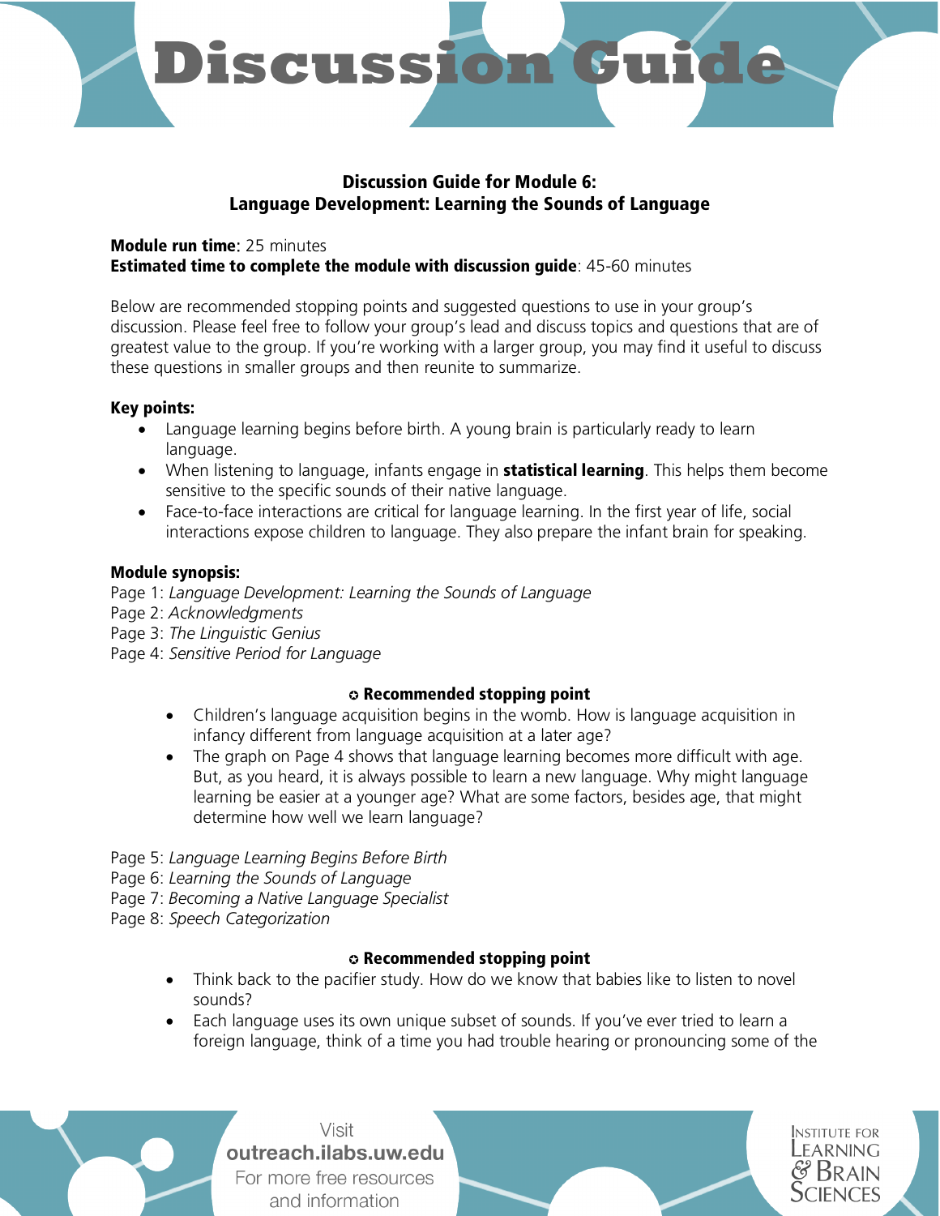# Discussion Guide

## Discussion Guide for Module 6:
## Language Development: Learning the Sounds of Language

**Module run time**: 25 minutes
**Estimated time to complete the module with discussion guide**: 45-60 minutes

Below are recommended stopping points and suggested questions to use in your group's discussion. Please feel free to follow your group's lead and discuss topics and questions that are of greatest value to the group. If you're working with a larger group, you may find it useful to discuss these questions in smaller groups and then reunite to summarize.

**Key points:**

- Language learning begins before birth. A young brain is particularly ready to learn language.
- When listening to language, infants engage in **statistical learning**. This helps them become sensitive to the specific sounds of their native language.
- Face-to-face interactions are critical for language learning. In the first year of life, social interactions expose children to language. They also prepare the infant brain for speaking.

**Module synopsis:**

Page 1: *Language Development: Learning the Sounds of Language*
Page 2: *Acknowledgments*
Page 3: *The Linguistic Genius*
Page 4: *Sensitive Period for Language*

**✪ Recommended stopping point**

- Children's language acquisition begins in the womb. How is language acquisition in infancy different from language acquisition at a later age?
- The graph on Page 4 shows that language learning becomes more difficult with age. But, as you heard, it is always possible to learn a new language. Why might language learning be easier at a younger age? What are some factors, besides age, that might determine how well we learn language?

Page 5: *Language Learning Begins Before Birth*
Page 6: *Learning the Sounds of Language*
Page 7: *Becoming a Native Language Specialist*
Page 8: *Speech Categorization*

**✪ Recommended stopping point**

- Think back to the pacifier study. How do we know that babies like to listen to novel sounds?
- Each language uses its own unique subset of sounds. If you've ever tried to learn a foreign language, think of a time you had trouble hearing or pronouncing some of the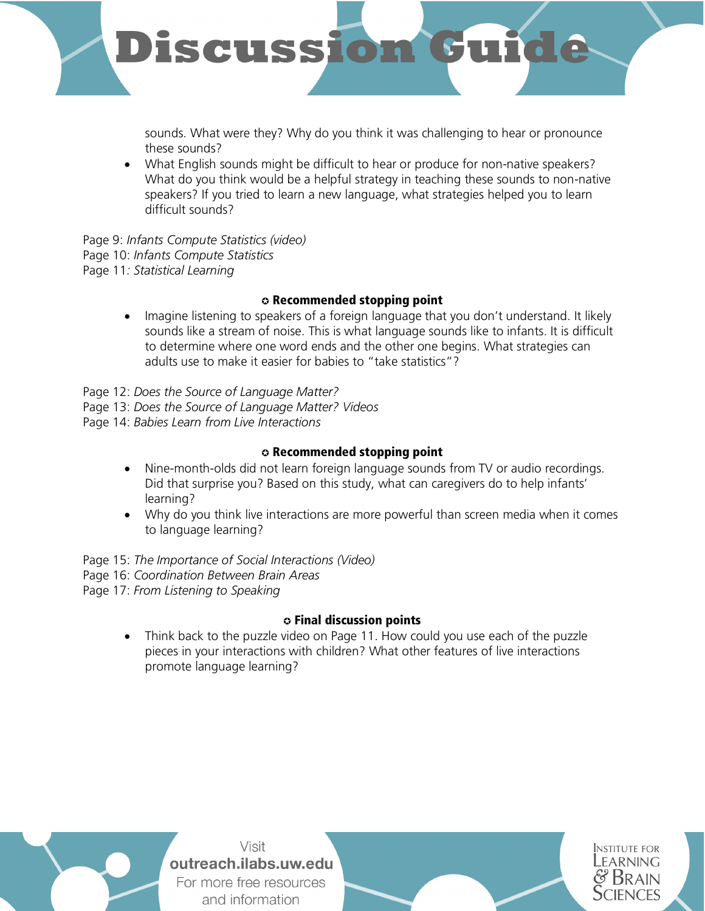sounds. What were they? Why do you think it was challenging to hear or pronounce these sounds?

- What English sounds might be difficult to hear or produce for non-native speakers? What do you think would be a helpful strategy in teaching these sounds to non-native speakers? If you tried to learn a new language, what strategies helped you to learn difficult sounds?

Page 9: *Infants Compute Statistics (video)*
Page 10: *Infants Compute Statistics*
Page 11*: Statistical Learning*

**✪ Recommended stopping point**

- Imagine listening to speakers of a foreign language that you don't understand. It likely sounds like a stream of noise. This is what language sounds like to infants. It is difficult to determine where one word ends and the other one begins. What strategies can adults use to make it easier for babies to "take statistics"?

Page 12: *Does the Source of Language Matter?*
Page 13: *Does the Source of Language Matter? Videos*
Page 14: *Babies Learn from Live Interactions*

**✪ Recommended stopping point**

- Nine-month-olds did not learn foreign language sounds from TV or audio recordings. Did that surprise you? Based on this study, what can caregivers do to help infants' learning?
- Why do you think live interactions are more powerful than screen media when it comes to language learning?

Page 15: *The Importance of Social Interactions (Video)*
Page 16: *Coordination Between Brain Areas*
Page 17: *From Listening to Speaking*

**✪ Final discussion points**

- Think back to the puzzle video on Page 11. How could you use each of the puzzle pieces in your interactions with children? What other features of live interactions promote language learning?

Visit
**outreach.ilabs.uw.edu**
For more free resources and information

Institute for Learning & Brain Sciences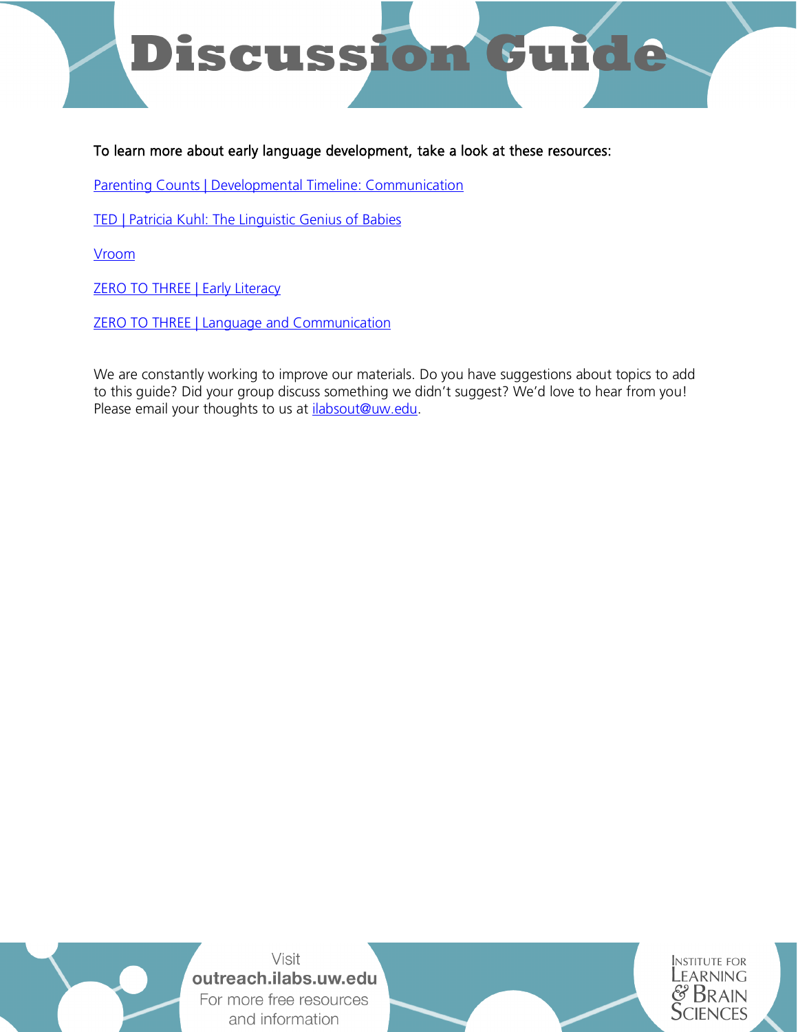# Discussion Guide

To learn more about early language development, take a look at these resources:

[Parenting Counts | Developmental Timeline: Communication]()

[TED | Patricia Kuhl: The Linguistic Genius of Babies]()

[Vroom]()

[ZERO TO THREE | Early Literacy]()

[ZERO TO THREE | Language and Communication]()

We are constantly working to improve our materials. Do you have suggestions about topics to add to this guide? Did your group discuss something we didn't suggest? We'd love to hear from you! Please email your thoughts to us at [ilabsout@uw.edu](mailto:ilabsout@uw.edu).

Visit
**outreach.ilabs.uw.edu**
For more free resources
and information

Institute for Learning & Brain Sciences